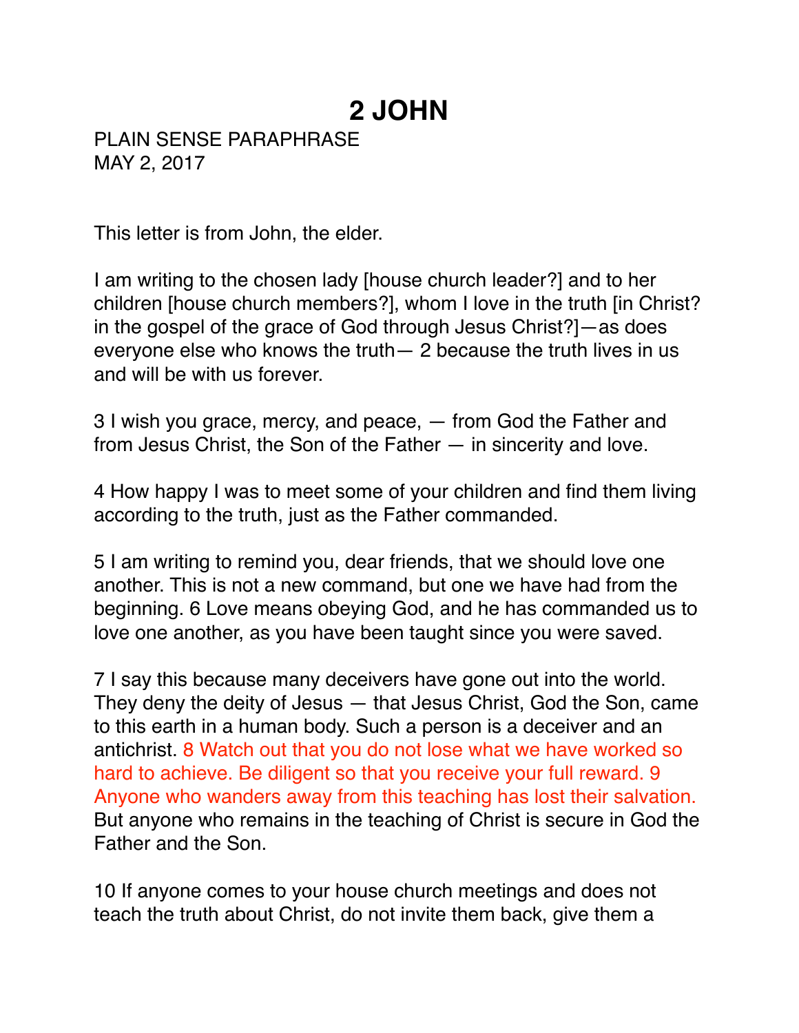# 2 JOHN

PLAIN SENSE PARAPHRASE
MAY 2, 2017

This letter is from John, the elder.

I am writing to the chosen lady [house church leader?] and to her children [house church members?], whom I love in the truth [in Christ? in the gospel of the grace of God through Jesus Christ?]—as does everyone else who knows the truth— 2 because the truth lives in us and will be with us forever.

3 I wish you grace, mercy, and peace, — from God the Father and from Jesus Christ, the Son of the Father — in sincerity and love.

4 How happy I was to meet some of your children and find them living according to the truth, just as the Father commanded.

5 I am writing to remind you, dear friends, that we should love one another. This is not a new command, but one we have had from the beginning. 6 Love means obeying God, and he has commanded us to love one another, as you have been taught since you were saved.

7 I say this because many deceivers have gone out into the world. They deny the deity of Jesus — that Jesus Christ, God the Son, came to this earth in a human body. Such a person is a deceiver and an antichrist. 8 Watch out that you do not lose what we have worked so hard to achieve. Be diligent so that you receive your full reward. 9 Anyone who wanders away from this teaching has lost their salvation. But anyone who remains in the teaching of Christ is secure in God the Father and the Son.

10 If anyone comes to your house church meetings and does not teach the truth about Christ, do not invite them back, give them a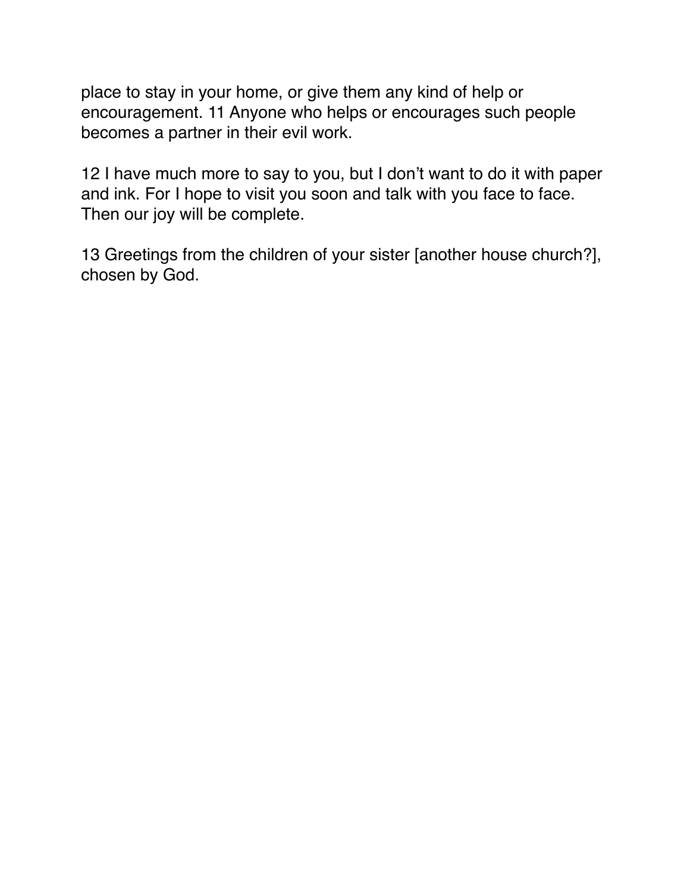place to stay in your home, or give them any kind of help or encouragement. 11 Anyone who helps or encourages such people becomes a partner in their evil work.

12 I have much more to say to you, but I don't want to do it with paper and ink. For I hope to visit you soon and talk with you face to face. Then our joy will be complete.

13 Greetings from the children of your sister [another house church?], chosen by God.